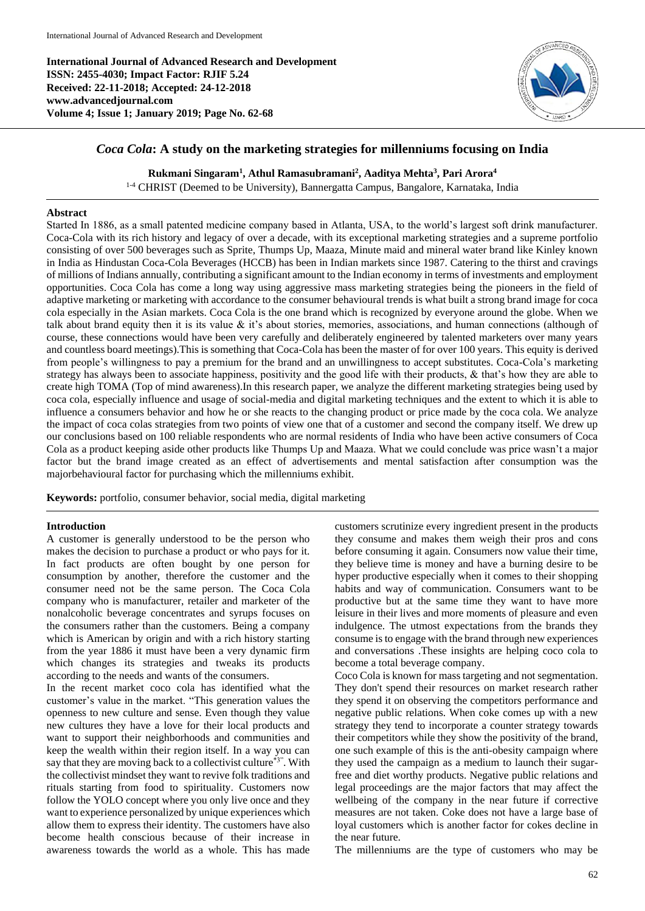**International Journal of Advanced Research and Development**
**ISSN: 2455-4030; Impact Factor: RJIF 5.24**
**Received: 22-11-2018; Accepted: 24-12-2018**
**www.advancedjournal.com**
**Volume 4; Issue 1; January 2019; Page No. 62-68**

# *Coca Cola*: A study on the marketing strategies for milleniums focusing on India

**Rukmani Singaram[1], Athul Ramasubramani[2], Aaditya Mehta[3], Pari Arora[4]**

[1-4] CHRIST (Deemed to be University), Bannergatta Campus, Bangalore, Karnataka, India

## Abstract

Started In 1886, as a small patented medicine company based in Atlanta, USA, to the world's largest soft drink manufacturer. Coca-Cola with its rich history and legacy of over a decade, with its exceptional marketing strategies and a supreme portfolio consisting of over 500 beverages such as Sprite, Thumps Up, Maaza, Minute maid and mineral water brand like Kinley known in India as Hindustan Coca-Cola Beverages (HCCB) has been in Indian markets since 1987. Catering to the thirst and cravings of millions of Indians annually, contributing a significant amount to the Indian economy in terms of investments and employment opportunities. Coca Cola has come a long way using aggressive mass marketing strategies being the pioneers in the field of adaptive marketing or marketing with accordance to the consumer behavioural trends is what built a strong brand image for coca cola especially in the Asian markets. Coca Cola is the one brand which is recognized by everyone around the globe. When we talk about brand equity then it is its value & it's about stories, memories, associations, and human connections (although of course, these connections would have been very carefully and deliberately engineered by talented marketers over many years and countless board meetings).This is something that Coca-Cola has been the master of for over 100 years. This equity is derived from people's willingness to pay a premium for the brand and an unwillingness to accept substitutes. Coca-Cola's marketing strategy has always been to associate happiness, positivity and the good life with their products, & that's how they are able to create high TOMA (Top of mind awareness).In this research paper, we analyze the different marketing strategies being used by coca cola, especially influence and usage of social-media and digital marketing techniques and the extent to which it is able to influence a consumers behavior and how he or she reacts to the changing product or price made by the coca cola. We analyze the impact of coca colas strategies from two points of view one that of a customer and second the company itself. We drew up our conclusions based on 100 reliable respondents who are normal residents of India who have been active consumers of Coca Cola as a product keeping aside other products like Thumps Up and Maaza. What we could conclude was price wasn't a major factor but the brand image created as an effect of advertisements and mental satisfaction after consumption was the majorbehavioural factor for purchasing which the milleniums exhibit.

**Keywords:** portfolio, consumer behavior, social media, digital marketing

## Introduction

A customer is generally understood to be the person who makes the decision to purchase a product or who pays for it. In fact products are often bought by one person for consumption by another, therefore the customer and the consumer need not be the same person. The Coca Cola company who is manufacturer, retailer and marketer of the nonalcoholic beverage concentrates and syrups focuses on the consumers rather than the customers. Being a company which is American by origin and with a rich history starting from the year 1886 it must have been a very dynamic firm which changes its strategies and tweaks its products according to the needs and wants of the consumers.

In the recent market coco cola has identified what the customer's value in the market. "This generation values the openness to new culture and sense. Even though they value new cultures they have a love for their local products and want to support their neighborhoods and communities and keep the wealth within their region itself. In a way you can say that they are moving back to a collectivist culture[*3]". With the collectivist mindset they want to revive folk traditions and rituals starting from food to spirituality. Customers now follow the YOLO concept where you only live once and they want to experience personalized by unique experiences which allow them to express their identity. The customers have also become health conscious because of their increase in awareness towards the world as a whole. This has made customers scrutinize every ingredient present in the products they consume and makes them weigh their pros and cons before consuming it again. Consumers now value their time, they believe time is money and have a burning desire to be hyper productive especially when it comes to their shopping habits and way of communication. Consumers want to be productive but at the same time they want to have more leisure in their lives and more moments of pleasure and even indulgence. The utmost expectations from the brands they consume is to engage with the brand through new experiences and conversations .These insights are helping coco cola to become a total beverage company.

Coco Cola is known for mass targeting and not segmentation. They don't spend their resources on market research rather they spend it on observing the competitors performance and negative public relations. When coke comes up with a new strategy they tend to incorporate a counter strategy towards their competitors while they show the positivity of the brand, one such example of this is the anti-obesity campaign where they used the campaign as a medium to launch their sugar-free and diet worthy products. Negative public relations and legal proceedings are the major factors that may affect the wellbeing of the company in the near future if corrective measures are not taken. Coke does not have a large base of loyal customers which is another factor for cokes decline in the near future.

The milleniums are the type of customers who may be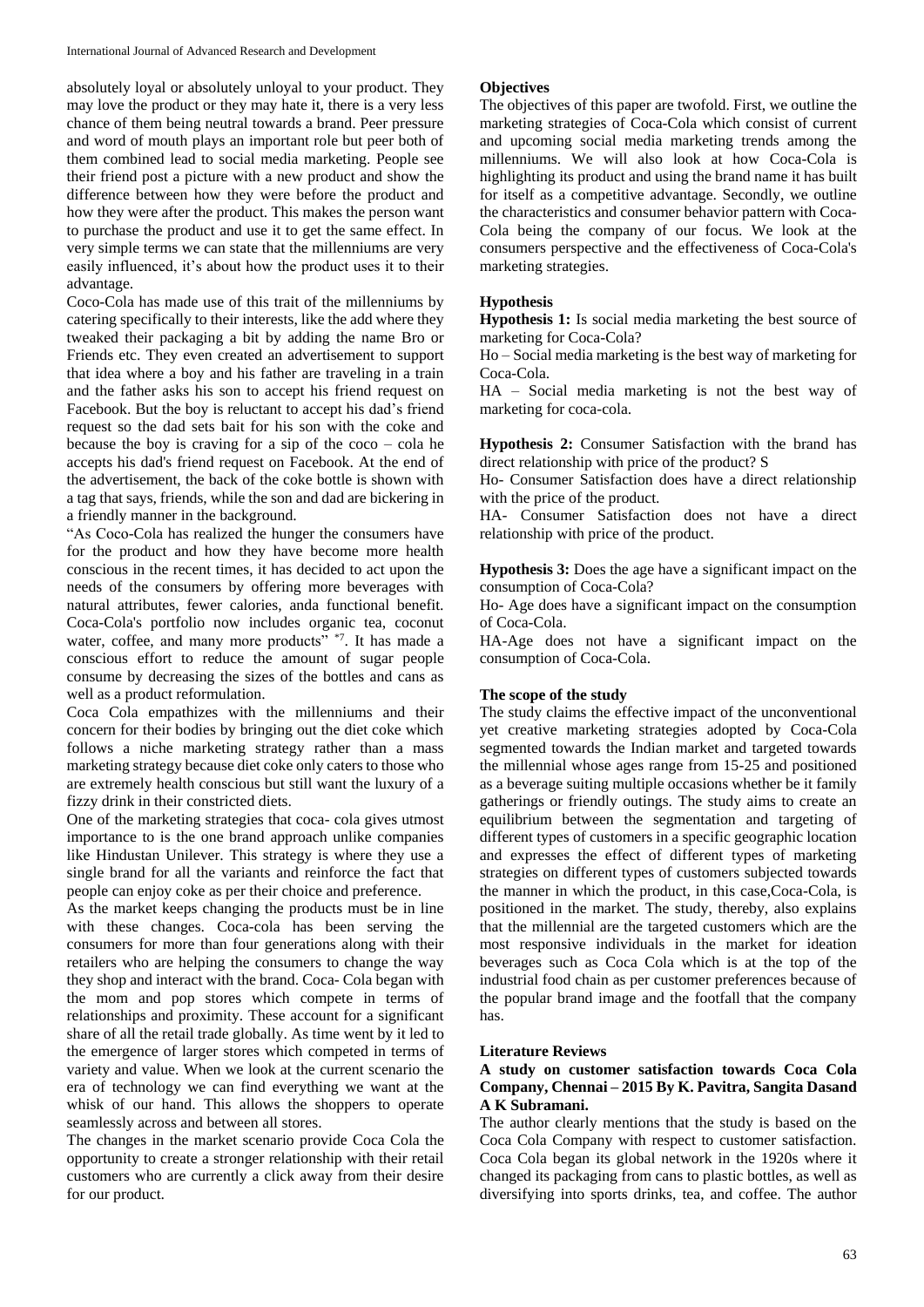absolutely loyal or absolutely unloyal to your product. They may love the product or they may hate it, there is a very less chance of them being neutral towards a brand. Peer pressure and word of mouth plays an important role but peer both of them combined lead to social media marketing. People see their friend post a picture with a new product and show the difference between how they were before the product and how they were after the product. This makes the person want to purchase the product and use it to get the same effect. In very simple terms we can state that the millenniums are very easily influenced, it's about how the product uses it to their advantage.

Coco-Cola has made use of this trait of the millenniums by catering specifically to their interests, like the add where they tweaked their packaging a bit by adding the name Bro or Friends etc. They even created an advertisement to support that idea where a boy and his father are traveling in a train and the father asks his son to accept his friend request on Facebook. But the boy is reluctant to accept his dad's friend request so the dad sets bait for his son with the coke and because the boy is craving for a sip of the coco – cola he accepts his dad's friend request on Facebook. At the end of the advertisement, the back of the coke bottle is shown with a tag that says, friends, while the son and dad are bickering in a friendly manner in the background.

"As Coco-Cola has realized the hunger the consumers have for the product and how they have become more health conscious in the recent times, it has decided to act upon the needs of the consumers by offering more beverages with natural attributes, fewer calories, anda functional benefit. Coca-Cola's portfolio now includes organic tea, coconut water, coffee, and many more products" [*7]. It has made a conscious effort to reduce the amount of sugar people consume by decreasing the sizes of the bottles and cans as well as a product reformulation.

Coca Cola empathizes with the millenniums and their concern for their bodies by bringing out the diet coke which follows a niche marketing strategy rather than a mass marketing strategy because diet coke only caters to those who are extremely health conscious but still want the luxury of a fizzy drink in their constricted diets.

One of the marketing strategies that coca- cola gives utmost importance to is the one brand approach unlike companies like Hindustan Unilever. This strategy is where they use a single brand for all the variants and reinforce the fact that people can enjoy coke as per their choice and preference.

As the market keeps changing the products must be in line with these changes. Coca-cola has been serving the consumers for more than four generations along with their retailers who are helping the consumers to change the way they shop and interact with the brand. Coca- Cola began with the mom and pop stores which compete in terms of relationships and proximity. These account for a significant share of all the retail trade globally. As time went by it led to the emergence of larger stores which competed in terms of variety and value. When we look at the current scenario the era of technology we can find everything we want at the whisk of our hand. This allows the shoppers to operate seamlessly across and between all stores.

The changes in the market scenario provide Coca Cola the opportunity to create a stronger relationship with their retail customers who are currently a click away from their desire for our product.

**Objectives**

The objectives of this paper are twofold. First, we outline the marketing strategies of Coca-Cola which consist of current and upcoming social media marketing trends among the milleniums. We will also look at how Coca-Cola is highlighting its product and using the brand name it has built for itself as a competitive advantage. Secondly, we outline the characteristics and consumer behavior pattern with Coca-Cola being the company of our focus. We look at the consumers perspective and the effectiveness of Coca-Cola's marketing strategies.

**Hypothesis**

**Hypothesis 1:** Is social media marketing the best source of marketing for Coca-Cola?

Ho – Social media marketing is the best way of marketing for Coca-Cola.

HA – Social media marketing is not the best way of marketing for coca-cola.

**Hypothesis 2:** Consumer Satisfaction with the brand has direct relationship with price of the product? S

Ho- Consumer Satisfaction does have a direct relationship with the price of the product.

HA- Consumer Satisfaction does not have a direct relationship with price of the product.

**Hypothesis 3:** Does the age have a significant impact on the consumption of Coca-Cola?

Ho- Age does have a significant impact on the consumption of Coca-Cola.

HA-Age does not have a significant impact on the consumption of Coca-Cola.

**The scope of the study**

The study claims the effective impact of the unconventional yet creative marketing strategies adopted by Coca-Cola segmented towards the Indian market and targeted towards the millennial whose ages range from 15-25 and positioned as a beverage suiting multiple occasions whether be it family gatherings or friendly outings. The study aims to create an equilibrium between the segmentation and targeting of different types of customers in a specific geographic location and expresses the effect of different types of marketing strategies on different types of customers subjected towards the manner in which the product, in this case,Coca-Cola, is positioned in the market. The study, thereby, also explains that the millennial are the targeted customers which are the most responsive individuals in the market for ideation beverages such as Coca Cola which is at the top of the industrial food chain as per customer preferences because of the popular brand image and the footfall that the company has.

**Literature Reviews**

**A study on customer satisfaction towards Coca Cola Company, Chennai – 2015 By K. Pavitra, Sangita Dasand A K Subramani.**

The author clearly mentions that the study is based on the Coca Cola Company with respect to customer satisfaction. Coca Cola began its global network in the 1920s where it changed its packaging from cans to plastic bottles, as well as diversifying into sports drinks, tea, and coffee. The author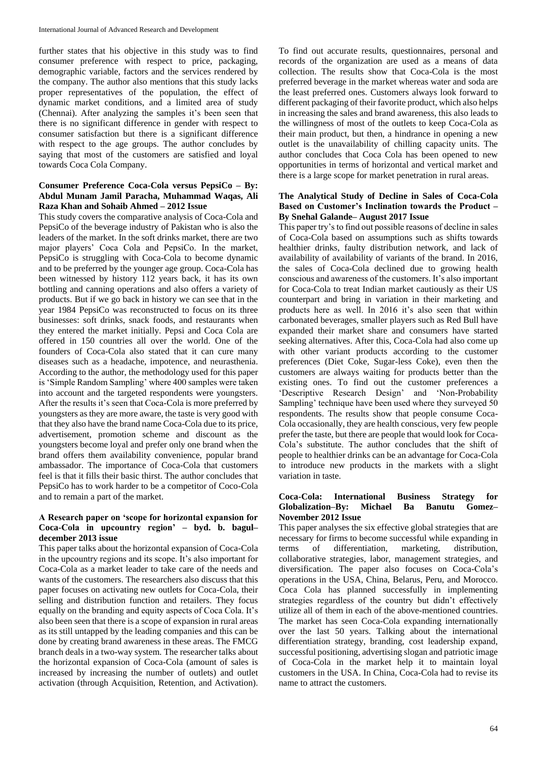further states that his objective in this study was to find consumer preference with respect to price, packaging, demographic variable, factors and the services rendered by the company. The author also mentions that this study lacks proper representatives of the population, the effect of dynamic market conditions, and a limited area of study (Chennai). After analyzing the samples it's been seen that there is no significant difference in gender with respect to consumer satisfaction but there is a significant difference with respect to the age groups. The author concludes by saying that most of the customers are satisfied and loyal towards Coca Cola Company.

### Consumer Preference Coca-Cola versus PepsiCo – By: Abdul Munam Jamil Paracha, Muhammad Waqas, Ali Raza Khan and Sohaib Ahmed – 2012 Issue

This study covers the comparative analysis of Coca-Cola and PepsiCo of the beverage industry of Pakistan who is also the leaders of the market. In the soft drinks market, there are two major players' Coca Cola and PepsiCo. In the market, PepsiCo is struggling with Coca-Cola to become dynamic and to be preferred by the younger age group. Coca-Cola has been witnessed by history 112 years back, it has its own bottling and canning operations and also offers a variety of products. But if we go back in history we can see that in the year 1984 PepsiCo was reconstructed to focus on its three businesses: soft drinks, snack foods, and restaurants when they entered the market initially. Pepsi and Coca Cola are offered in 150 countries all over the world. One of the founders of Coca-Cola also stated that it can cure many diseases such as a headache, impotence, and neurasthenia. According to the author, the methodology used for this paper is 'Simple Random Sampling' where 400 samples were taken into account and the targeted respondents were youngsters. After the results it's seen that Coca-Cola is more preferred by youngsters as they are more aware, the taste is very good with that they also have the brand name Coca-Cola due to its price, advertisement, promotion scheme and discount as the youngsters become loyal and prefer only one brand when the brand offers them availability convenience, popular brand ambassador. The importance of Coca-Cola that customers feel is that it fills their basic thirst. The author concludes that PepsiCo has to work harder to be a competitor of Coco-Cola and to remain a part of the market.

### A Research paper on 'scope for horizontal expansion for Coca-Cola in upcountry region' – byd. b. bagul– december 2013 issue

This paper talks about the horizontal expansion of Coca-Cola in the upcountry regions and its scope. It's also important for Coca-Cola as a market leader to take care of the needs and wants of the customers. The researchers also discuss that this paper focuses on activating new outlets for Coca-Cola, their selling and distribution function and retailers. They focus equally on the branding and equity aspects of Coca Cola. It's also been seen that there is a scope of expansion in rural areas as its still untapped by the leading companies and this can be done by creating brand awareness in these areas. The FMCG branch deals in a two-way system. The researcher talks about the horizontal expansion of Coca-Cola (amount of sales is increased by increasing the number of outlets) and outlet activation (through Acquisition, Retention, and Activation). To find out accurate results, questionnaires, personal and records of the organization are used as a means of data collection. The results show that Coca-Cola is the most preferred beverage in the market whereas water and soda are the least preferred ones. Customers always look forward to different packaging of their favorite product, which also helps in increasing the sales and brand awareness, this also leads to the willingness of most of the outlets to keep Coca-Cola as their main product, but then, a hindrance in opening a new outlet is the unavailability of chilling capacity units. The author concludes that Coca Cola has been opened to new opportunities in terms of horizontal and vertical market and there is a large scope for market penetration in rural areas.

### The Analytical Study of Decline in Sales of Coca-Cola Based on Customer's Inclination towards the Product – By Snehal Galande– August 2017 Issue

This paper try's to find out possible reasons of decline in sales of Coca-Cola based on assumptions such as shifts towards healthier drinks, faulty distribution network, and lack of availability of availability of variants of the brand. In 2016, the sales of Coca-Cola declined due to growing health conscious and awareness of the customers. It's also important for Coca-Cola to treat Indian market cautiously as their US counterpart and bring in variation in their marketing and products here as well. In 2016 it's also seen that within carbonated beverages, smaller players such as Red Bull have expanded their market share and consumers have started seeking alternatives. After this, Coca-Cola had also come up with other variant products according to the customer preferences (Diet Coke, Sugar-less Coke), even then the customers are always waiting for products better than the existing ones. To find out the customer preferences a 'Descriptive Research Design' and 'Non-Probability Sampling' technique have been used where they surveyed 50 respondents. The results show that people consume Coca-Cola occasionally, they are health conscious, very few people prefer the taste, but there are people that would look for Coca-Cola's substitute. The author concludes that the shift of people to healthier drinks can be an advantage for Coca-Cola to introduce new products in the markets with a slight variation in taste.

### Coca-Cola: International Business Strategy for Globalization–By: Michael Ba Banutu Gomez– November 2012 Issue

This paper analyses the six effective global strategies that are necessary for firms to become successful while expanding in terms of differentiation, marketing, distribution, collaborative strategies, labor, management strategies, and diversification. The paper also focuses on Coca-Cola's operations in the USA, China, Belarus, Peru, and Morocco. Coca Cola has planned successfully in implementing strategies regardless of the country but didn't effectively utilize all of them in each of the above-mentioned countries. The market has seen Coca-Cola expanding internationally over the last 50 years. Talking about the international differentiation strategy, branding, cost leadership expand, successful positioning, advertising slogan and patriotic image of Coca-Cola in the market help it to maintain loyal customers in the USA. In China, Coca-Cola had to revise its name to attract the customers.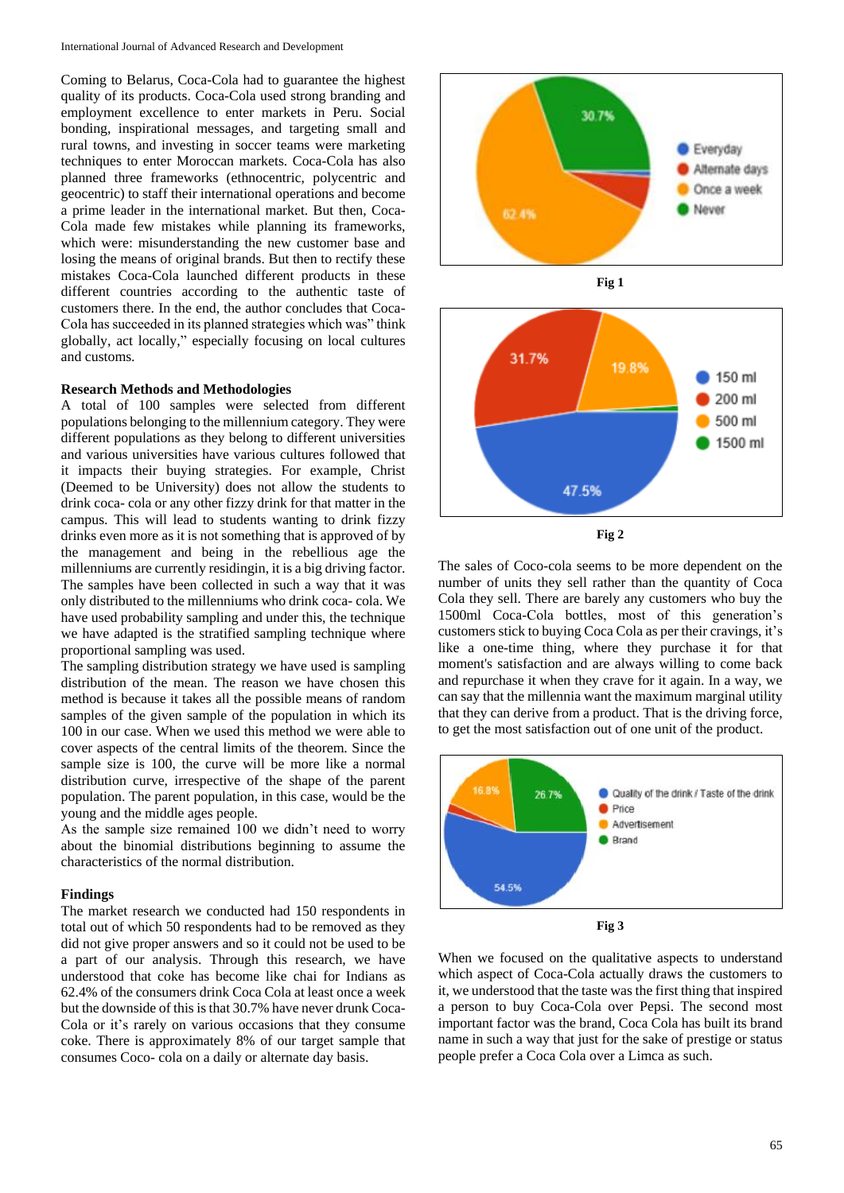Coming to Belarus, Coca-Cola had to guarantee the highest quality of its products. Coca-Cola used strong branding and employment excellence to enter markets in Peru. Social bonding, inspirational messages, and targeting small and rural towns, and investing in soccer teams were marketing techniques to enter Moroccan markets. Coca-Cola has also planned three frameworks (ethnocentric, polycentric and geocentric) to staff their international operations and become a prime leader in the international market. But then, Coca-Cola made few mistakes while planning its frameworks, which were: misunderstanding the new customer base and losing the means of original brands. But then to rectify these mistakes Coca-Cola launched different products in these different countries according to the authentic taste of customers there. In the end, the author concludes that Coca-Cola has succeeded in its planned strategies which was" think globally, act locally," especially focusing on local cultures and customs.

**Research Methods and Methodologies**

A total of 100 samples were selected from different populations belonging to the millennium category. They were different populations as they belong to different universities and various universities have various cultures followed that it impacts their buying strategies. For example, Christ (Deemed to be University) does not allow the students to drink coca- cola or any other fizzy drink for that matter in the campus. This will lead to students wanting to drink fizzy drinks even more as it is not something that is approved of by the management and being in the rebellious age the millenniums are currently residingin, it is a big driving factor. The samples have been collected in such a way that it was only distributed to the millenniums who drink coca- cola. We have used probability sampling and under this, the technique we have adapted is the stratified sampling technique where proportional sampling was used.

The sampling distribution strategy we have used is sampling distribution of the mean. The reason we have chosen this method is because it takes all the possible means of random samples of the given sample of the population in which its 100 in our case. When we used this method we were able to cover aspects of the central limits of the theorem. Since the sample size is 100, the curve will be more like a normal distribution curve, irrespective of the shape of the parent population. The parent population, in this case, would be the young and the middle ages people.

As the sample size remained 100 we didn't need to worry about the binomial distributions beginning to assume the characteristics of the normal distribution.

**Findings**

The market research we conducted had 150 respondents in total out of which 50 respondents had to be removed as they did not give proper answers and so it could not be used to be a part of our analysis. Through this research, we have understood that coke has become like chai for Indians as 62.4% of the consumers drink Coca Cola at least once a week but the downside of this is that 30.7% have never drunk Coca-Cola or it's rarely on various occasions that they consume coke. There is approximately 8% of our target sample that consumes Coco- cola on a daily or alternate day basis.

Fig 1

Fig 2

The sales of Coco-cola seems to be more dependent on the number of units they sell rather than the quantity of Coca Cola they sell. There are barely any customers who buy the 1500ml Coca-Cola bottles, most of this generation's customers stick to buying Coca Cola as per their cravings, it's like a one-time thing, where they purchase it for that moment's satisfaction and are always willing to come back and repurchase it when they crave for it again. In a way, we can say that the millennia want the maximum marginal utility that they can derive from a product. That is the driving force, to get the most satisfaction out of one unit of the product.

Fig 3

When we focused on the qualitative aspects to understand which aspect of Coca-Cola actually draws the customers to it, we understood that the taste was the first thing that inspired a person to buy Coca-Cola over Pepsi. The second most important factor was the brand, Coca Cola has built its brand name in such a way that just for the sake of prestige or status people prefer a Coca Cola over a Limca as such.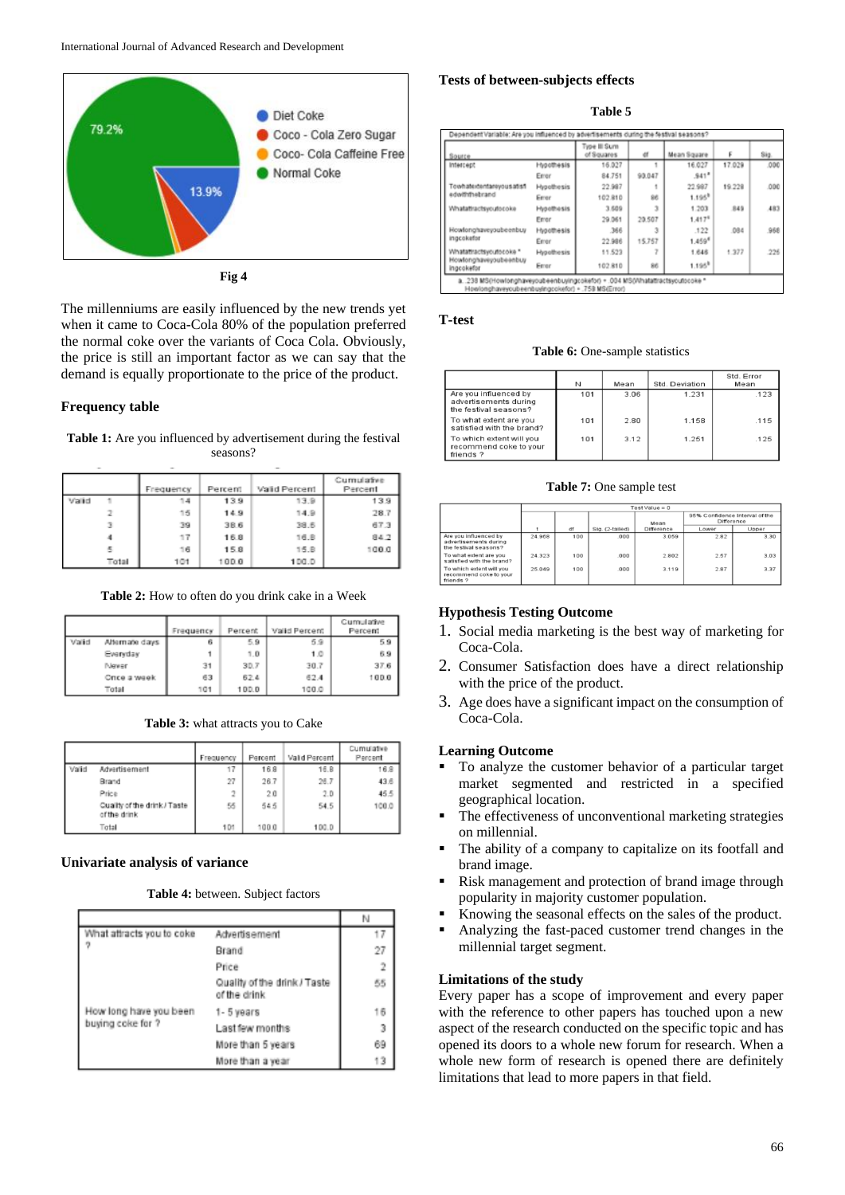Fig 4

The millenniums are easily influenced by the new trends yet when it came to Coca-Cola 80% of the population preferred the normal coke over the variants of Coca Cola. Obviously, the price is still an important factor as we can say that the demand is equally proportionate to the price of the product.

### Frequency table

**Table 1:** Are you influenced by advertisement during the festival seasons?

| | | Frequency | Percent | Valid Percent | Cumulative Percent |
|---|---|---|---|---|---|
| Valid | 1 | 14 | 13.9 | 13.9 | 13.9 |
| | 2 | 15 | 14.9 | 14.9 | 28.7 |
| | 3 | 39 | 38.6 | 38.6 | 67.3 |
| | 4 | 17 | 16.8 | 16.8 | 84.2 |
| | 5 | 16 | 15.8 | 15.8 | 100.0 |
| | Total | 101 | 100.0 | 100.0 | |

**Table 2:** How to often do you drink cake in a Week

| | | Frequency | Percent | Valid Percent | Cumulative Percent |
|---|---|---|---|---|---|
| Valid | Alternate days | 6 | 5.9 | 5.9 | 5.9 |
| | Everyday | 1 | 1.0 | 1.0 | 6.9 |
| | Never | 31 | 30.7 | 30.7 | 37.6 |
| | Once a week | 63 | 62.4 | 62.4 | 100.0 |
| | Total | 101 | 100.0 | 100.0 | |

**Table 3:** what attracts you to Cake

| | | Frequency | Percent | Valid Percent | Cumulative Percent |
|---|---|---|---|---|---|
| Valid | Advertisement | 17 | 16.8 | 16.8 | 16.8 |
| | Brand | 27 | 26.7 | 26.7 | 43.6 |
| | Price | 2 | 2.0 | 2.0 | 45.5 |
| | Quality of the drink / Taste of the drink | 55 | 54.5 | 54.5 | 100.0 |
| | Total | 101 | 100.0 | 100.0 | |

### Univariate analysis of variance

**Table 4:** between. Subject factors

| | | N |
|---|---|---|
| What attracts you to coke ? | Advertisement | 17 |
| | Brand | 27 |
| | Price | 2 |
| | Quality of the drink / Taste of the drink | 55 |
| How long have you been buying coke for ? | 1- 5 years | 16 |
| | Last few months | 3 |
| | More than 5 years | 69 |
| | More than a year | 13 |

### Tests of between-subjects effects

**Table 5**

Dependent Variable: Are you influenced by advertisements during the festival seasons?

| Source | | Type III Sum of Squares | df | Mean Square | F | Sig. |
|---|---|---|---|---|---|---|
| Intercept | Hypothesis | 16.027 | 1 | 16.027 | 17.029 | .000 |
| | Error | 84.751 | 90.047 | .941[a] | | |
| Towhatextentareyousatisfiedwiththebrand | Hypothesis | 22.987 | 1 | 22.987 | 19.228 | .000 |
| | Error | 102.810 | 86 | 1.195[b] | | |
| Whatattractsyoutocoke | Hypothesis | 3.609 | 3 | 1.203 | .849 | .483 |
| | Error | 29.061 | 20.507 | 1.417[c] | | |
| Howlonghaveyoubeenbuyingcokefor | Hypothesis | .366 | 3 | .122 | .084 | .968 |
| | Error | 22.986 | 15.757 | 1.459[d] | | |
| Whatattractsyoutocoke * Howlonghaveyoubeenbuyingcokefor | Hypothesis | 11.523 | 7 | 1.646 | 1.377 | .225 |
| | Error | 102.810 | 86 | 1.195[b] | | |

a. .238 MS(Howlonghaveyoubeenbuyingcokefor) + .004 MS(Whatattractsyoutocoke * Howlonghaveyoubeenbuyingcokefor) + .758 MS(Error)

### T-test

**Table 6:** One-sample statistics

| | N | Mean | Std. Deviation | Std. Error Mean |
|---|---|---|---|---|
| Are you influenced by advertisements during the festival seasons? | 101 | 3.06 | 1.231 | .123 |
| To what extent are you satisfied with the brand? | 101 | 2.80 | 1.158 | .115 |
| To which extent will you recommend coke to your friends ? | 101 | 3.12 | 1.251 | .125 |

**Table 7:** One sample test

| | Test Value = 0 | | | | | |
|---|---|---|---|---|---|---|
| | | | | | 95% Confidence Interval of the Difference | |
| | t | df | Sig. (2-tailed) | Mean Difference | Lower | Upper |
| Are you influenced by advertisements during the festival seasons? | 24.968 | 100 | .000 | 3.059 | 2.82 | 3.30 |
| To what extent are you satisfied with the brand? | 24.323 | 100 | .000 | 2.802 | 2.57 | 3.03 |
| To which extent will you recommend coke to your friends ? | 25.049 | 100 | .000 | 3.119 | 2.87 | 3.37 |

### Hypothesis Testing Outcome

1. Social media marketing is the best way of marketing for Coca-Cola.
2. Consumer Satisfaction does have a direct relationship with the price of the product.
3. Age does have a significant impact on the consumption of Coca-Cola.

### Learning Outcome

- To analyze the customer behavior of a particular target market segmented and restricted in a specified geographical location.
- The effectiveness of unconventional marketing strategies on millenial.
- The ability of a company to capitalize on its footfall and brand image.
- Risk management and protection of brand image through popularity in majority customer population.
- Knowing the seasonal effects on the sales of the product.
- Analyzing the fast-paced customer trend changes in the millennial target segment.

### Limitations of the study

Every paper has a scope of improvement and every paper with the reference to other papers has touched upon a new aspect of the research conducted on the specific topic and has opened its doors to a whole new forum for research. When a whole new form of research is opened there are definitely limitations that lead to more papers in that field.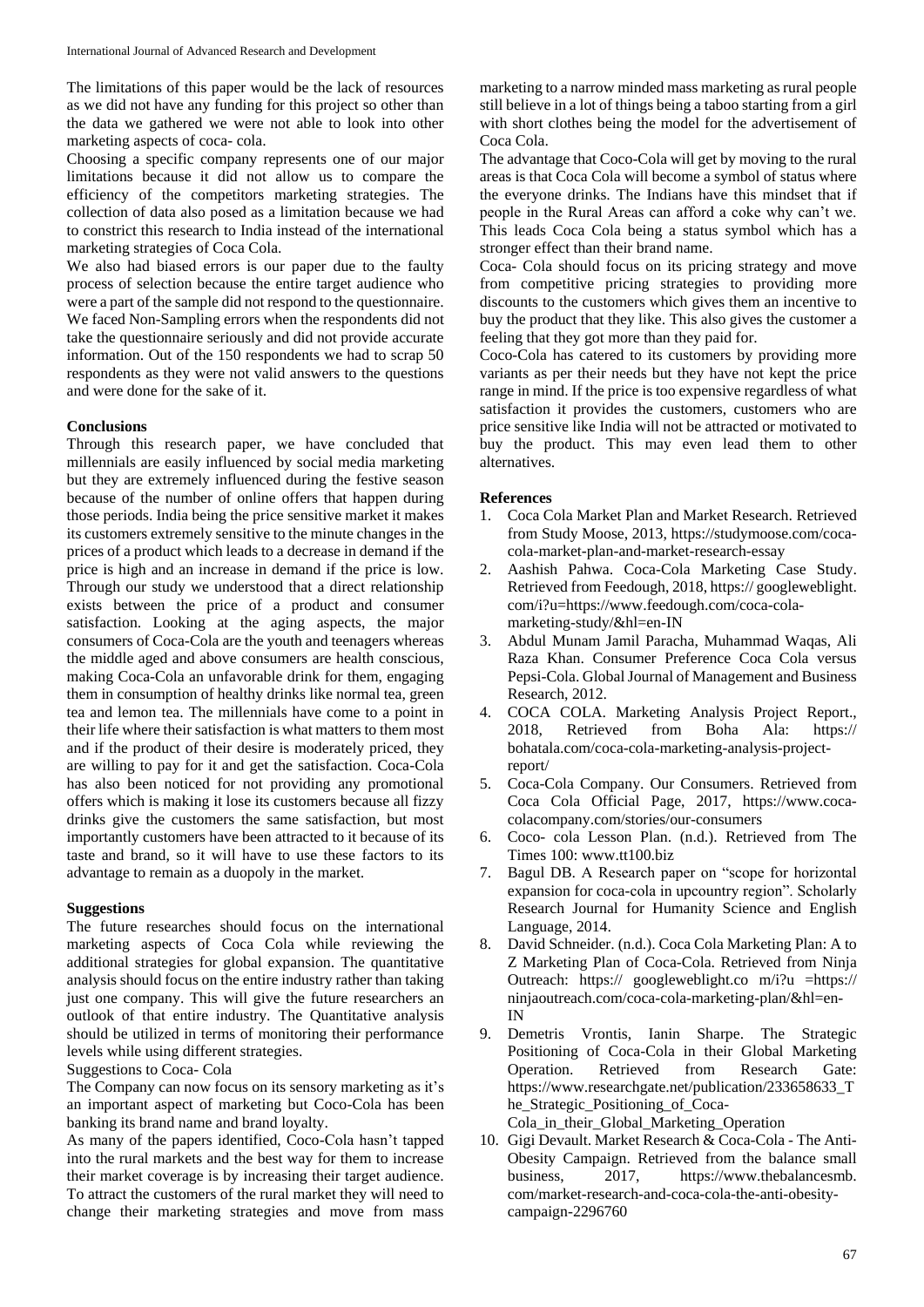The limitations of this paper would be the lack of resources as we did not have any funding for this project so other than the data we gathered we were not able to look into other marketing aspects of coca- cola.

Choosing a specific company represents one of our major limitations because it did not allow us to compare the efficiency of the competitors marketing strategies. The collection of data also posed as a limitation because we had to constrict this research to India instead of the international marketing strategies of Coca Cola.

We also had biased errors is our paper due to the faulty process of selection because the entire target audience who were a part of the sample did not respond to the questionnaire. We faced Non-Sampling errors when the respondents did not take the questionnaire seriously and did not provide accurate information. Out of the 150 respondents we had to scrap 50 respondents as they were not valid answers to the questions and were done for the sake of it.

**Conclusions**

Through this research paper, we have concluded that millennials are easily influenced by social media marketing but they are extremely influenced during the festive season because of the number of online offers that happen during those periods. India being the price sensitive market it makes its customers extremely sensitive to the minute changes in the prices of a product which leads to a decrease in demand if the price is high and an increase in demand if the price is low. Through our study we understood that a direct relationship exists between the price of a product and consumer satisfaction. Looking at the aging aspects, the major consumers of Coca-Cola are the youth and teenagers whereas the middle aged and above consumers are health conscious, making Coca-Cola an unfavorable drink for them, engaging them in consumption of healthy drinks like normal tea, green tea and lemon tea. The millennials have come to a point in their life where their satisfaction is what matters to them most and if the product of their desire is moderately priced, they are willing to pay for it and get the satisfaction. Coca-Cola has also been noticed for not providing any promotional offers which is making it lose its customers because all fizzy drinks give the customers the same satisfaction, but most importantly customers have been attracted to it because of its taste and brand, so it will have to use these factors to its advantage to remain as a duopoly in the market.

**Suggestions**

The future researches should focus on the international marketing aspects of Coca Cola while reviewing the additional strategies for global expansion. The quantitative analysis should focus on the entire industry rather than taking just one company. This will give the future researchers an outlook of that entire industry. The Quantitative analysis should be utilized in terms of monitoring their performance levels while using different strategies.

Suggestions to Coca- Cola

The Company can now focus on its sensory marketing as it's an important aspect of marketing but Coco-Cola has been banking its brand name and brand loyalty.

As many of the papers identified, Coco-Cola hasn't tapped into the rural markets and the best way for them to increase their market coverage is by increasing their target audience. To attract the customers of the rural market they will need to change their marketing strategies and move from mass marketing to a narrow minded mass marketing as rural people still believe in a lot of things being a taboo starting from a girl with short clothes being the model for the advertisement of Coca Cola.

The advantage that Coco-Cola will get by moving to the rural areas is that Coca Cola will become a symbol of status where the everyone drinks. The Indians have this mindset that if people in the Rural Areas can afford a coke why can't we. This leads Coca Cola being a status symbol which has a stronger effect than their brand name.

Coca- Cola should focus on its pricing strategy and move from competitive pricing strategies to providing more discounts to the customers which gives them an incentive to buy the product that they like. This also gives the customer a feeling that they got more than they paid for.

Coco-Cola has catered to its customers by providing more variants as per their needs but they have not kept the price range in mind. If the price is too expensive regardless of what satisfaction it provides the customers, customers who are price sensitive like India will not be attracted or motivated to buy the product. This may even lead them to other alternatives.

**References**

1. Coca Cola Market Plan and Market Research. Retrieved from Study Moose, 2013, https://studymoose.com/coca-cola-market-plan-and-market-research-essay
2. Aashish Pahwa. Coca-Cola Marketing Case Study. Retrieved from Feedough, 2018, https:// googleweblight. com/i?u=https://www.feedough.com/coca-cola-marketing-study/&hl=en-IN
3. Abdul Munam Jamil Paracha, Muhammad Waqas, Ali Raza Khan. Consumer Preference Coca Cola versus Pepsi-Cola. Global Journal of Management and Business Research, 2012.
4. COCA COLA. Marketing Analysis Project Report., 2018, Retrieved from Boha Ala: https:// bohatala.com/coca-cola-marketing-analysis-project-report/
5. Coca-Cola Company. Our Consumers. Retrieved from Coca Cola Official Page, 2017, https://www.coca-colacompany.com/stories/our-consumers
6. Coco- cola Lesson Plan. (n.d.). Retrieved from The Times 100: www.tt100.biz
7. Bagul DB. A Research paper on "scope for horizontal expansion for coca-cola in upcountry region". Scholarly Research Journal for Humanity Science and English Language, 2014.
8. David Schneider. (n.d.). Coca Cola Marketing Plan: A to Z Marketing Plan of Coca-Cola. Retrieved from Ninja Outreach: https:// googleweblight.co m/i?u =https:// ninjaoutreach.com/coca-cola-marketing-plan/&hl=en-IN
9. Demetris Vrontis, Ianin Sharpe. The Strategic Positioning of Coca-Cola in their Global Marketing Operation. Retrieved from Research Gate: https://www.researchgate.net/publication/233658633_The_Strategic_Positioning_of_Coca-Cola_in_their_Global_Marketing_Operation
10. Gigi Devault. Market Research & Coca-Cola - The Anti-Obesity Campaign. Retrieved from the balance small business, 2017, https://www.thebalancesmb. com/market-research-and-coca-cola-the-anti-obesity-campaign-2296760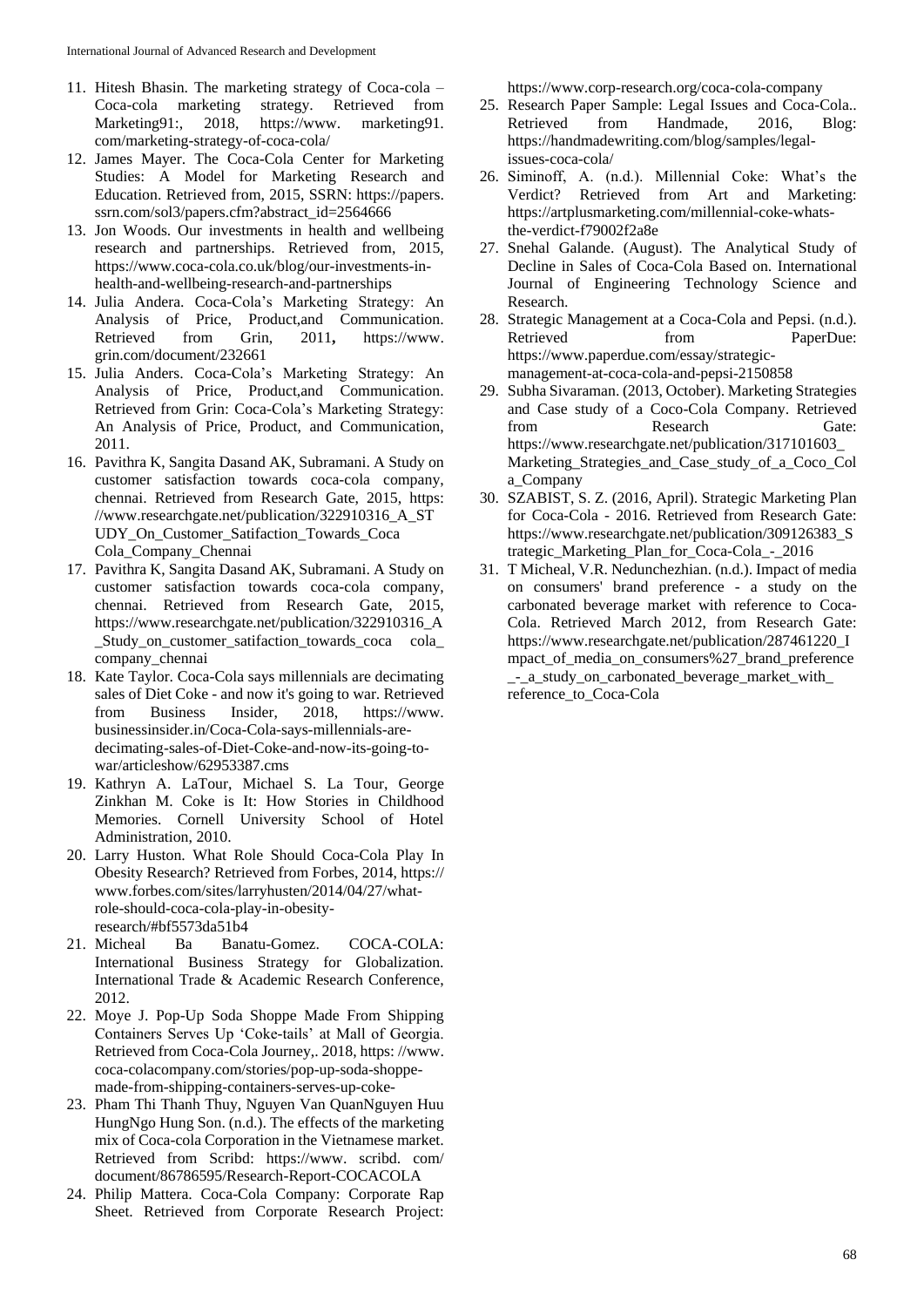11. Hitesh Bhasin. The marketing strategy of Coca-cola – Coca-cola marketing strategy. Retrieved from Marketing91:, 2018, https://www. marketing91. com/marketing-strategy-of-coca-cola/
12. James Mayer. The Coca-Cola Center for Marketing Studies: A Model for Marketing Research and Education. Retrieved from, 2015, SSRN: https://papers. ssrn.com/sol3/papers.cfm?abstract_id=2564666
13. Jon Woods. Our investments in health and wellbeing research and partnerships. Retrieved from, 2015, https://www.coca-cola.co.uk/blog/our-investments-in-health-and-wellbeing-research-and-partnerships
14. Julia Andera. Coca-Cola's Marketing Strategy: An Analysis of Price, Product,and Communication. Retrieved from Grin, 2011**,** https://www. grin.com/document/232661
15. Julia Anders. Coca-Cola's Marketing Strategy: An Analysis of Price, Product,and Communication. Retrieved from Grin: Coca-Cola's Marketing Strategy: An Analysis of Price, Product, and Communication, 2011.
16. Pavithra K, Sangita Dasand AK, Subramani. A Study on customer satisfaction towards coca-cola company, chennai. Retrieved from Research Gate, 2015, https: //www.researchgate.net/publication/322910316_A_ST UDY_On_Customer_Satifaction_Towards_Coca Cola_Company_Chennai
17. Pavithra K, Sangita Dasand AK, Subramani. A Study on customer satisfaction towards coca-cola company, chennai. Retrieved from Research Gate, 2015, https://www.researchgate.net/publication/322910316_A _Study_on_customer_satifaction_towards_coca cola_ company_chennai
18. Kate Taylor. Coca-Cola says millennials are decimating sales of Diet Coke - and now it's going to war. Retrieved from Business Insider, 2018, https://www. businessinsider.in/Coca-Cola-says-millennials-are-decimating-sales-of-Diet-Coke-and-now-its-going-to-war/articleshow/62953387.cms
19. Kathryn A. LaTour, Michael S. La Tour, George Zinkhan M. Coke is It: How Stories in Childhood Memories. Cornell University School of Hotel Administration, 2010.
20. Larry Huston. What Role Should Coca-Cola Play In Obesity Research? Retrieved from Forbes, 2014, https:// www.forbes.com/sites/larryhusten/2014/04/27/what-role-should-coca-cola-play-in-obesity-research/#bf5573da51b4
21. Micheal Ba Banatu-Gomez. COCA-COLA: International Business Strategy for Globalization. International Trade & Academic Research Conference, 2012.
22. Moye J. Pop-Up Soda Shoppe Made From Shipping Containers Serves Up 'Coke-tails' at Mall of Georgia. Retrieved from Coca-Cola Journey,. 2018, https: //www. coca-colacompany.com/stories/pop-up-soda-shoppe-made-from-shipping-containers-serves-up-coke-
23. Pham Thi Thanh Thuy, Nguyen Van QuanNguyen Huu HungNgo Hung Son. (n.d.). The effects of the marketing mix of Coca-cola Corporation in the Vietnamese market. Retrieved from Scribd: https://www. scribd. com/ document/86786595/Research-Report-COCACOLA
24. Philip Mattera. Coca-Cola Company: Corporate Rap Sheet. Retrieved from Corporate Research Project: https://www.corp-research.org/coca-cola-company
25. Research Paper Sample: Legal Issues and Coca-Cola.. Retrieved from Handmade, 2016, Blog: https://handmadewriting.com/blog/samples/legal-issues-coca-cola/
26. Siminoff, A. (n.d.). Millennial Coke: What's the Verdict? Retrieved from Art and Marketing: https://artplusmarketing.com/millennial-coke-whats-the-verdict-f79002f2a8e
27. Snehal Galande. (August). The Analytical Study of Decline in Sales of Coca-Cola Based on. International Journal of Engineering Technology Science and Research.
28. Strategic Management at a Coca-Cola and Pepsi. (n.d.). Retrieved from PaperDue: https://www.paperdue.com/essay/strategic-management-at-coca-cola-and-pepsi-2150858
29. Subha Sivaraman. (2013, October). Marketing Strategies and Case study of a Coco-Cola Company. Retrieved from Research Gate: https://www.researchgate.net/publication/317101603_ Marketing_Strategies_and_Case_study_of_a_Coco_Col a_Company
30. SZABIST, S. Z. (2016, April). Strategic Marketing Plan for Coca-Cola - 2016. Retrieved from Research Gate: https://www.researchgate.net/publication/309126383_S trategic_Marketing_Plan_for_Coca-Cola_-_2016
31. T Micheal, V.R. Nedunchezhian. (n.d.). Impact of media on consumers' brand preference - a study on the carbonated beverage market with reference to Coca-Cola. Retrieved March 2012, from Research Gate: https://www.researchgate.net/publication/287461220_I mpact_of_media_on_consumers%27_brand_preference _-_a_study_on_carbonated_beverage_market_with_ reference_to_Coca-Cola